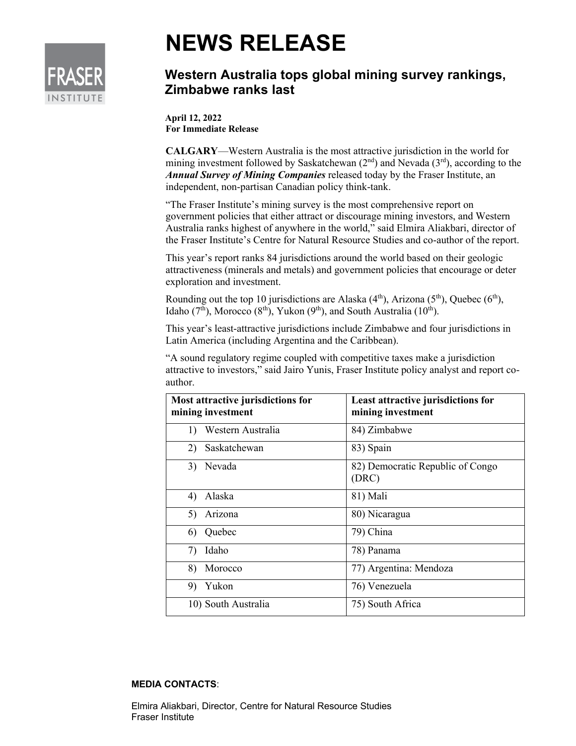# NEWS RELEASE

## Western Australia tops global mining survey rankings, Zimbabwe ranks last

**April 12, 2022**
**For Immediate Release**

**CALGARY**—Western Australia is the most attractive jurisdiction in the world for mining investment followed by Saskatchewan (2nd) and Nevada (3rd), according to the ***Annual Survey of Mining Companies*** released today by the Fraser Institute, an independent, non-partisan Canadian policy think-tank.

"The Fraser Institute's mining survey is the most comprehensive report on government policies that either attract or discourage mining investors, and Western Australia ranks highest of anywhere in the world," said Elmira Aliakbari, director of the Fraser Institute's Centre for Natural Resource Studies and co-author of the report.

This year's report ranks 84 jurisdictions around the world based on their geologic attractiveness (minerals and metals) and government policies that encourage or deter exploration and investment.

Rounding out the top 10 jurisdictions are Alaska (4th), Arizona (5th), Quebec (6th), Idaho (7th), Morocco (8th), Yukon (9th), and South Australia (10th).

This year's least-attractive jurisdictions include Zimbabwe and four jurisdictions in Latin America (including Argentina and the Caribbean).

"A sound regulatory regime coupled with competitive taxes make a jurisdiction attractive to investors," said Jairo Yunis, Fraser Institute policy analyst and report co-author.

| Most attractive jurisdictions for mining investment | Least attractive jurisdictions for mining investment |
|---|---|
| 1) Western Australia | 84) Zimbabwe |
| 2) Saskatchewan | 83) Spain |
| 3) Nevada | 82) Democratic Republic of Congo (DRC) |
| 4) Alaska | 81) Mali |
| 5) Arizona | 80) Nicaragua |
| 6) Quebec | 79) China |
| 7) Idaho | 78) Panama |
| 8) Morocco | 77) Argentina: Mendoza |
| 9) Yukon | 76) Venezuela |
| 10) South Australia | 75) South Africa |

**MEDIA CONTACTS**:

Elmira Aliakbari, Director, Centre for Natural Resource Studies
Fraser Institute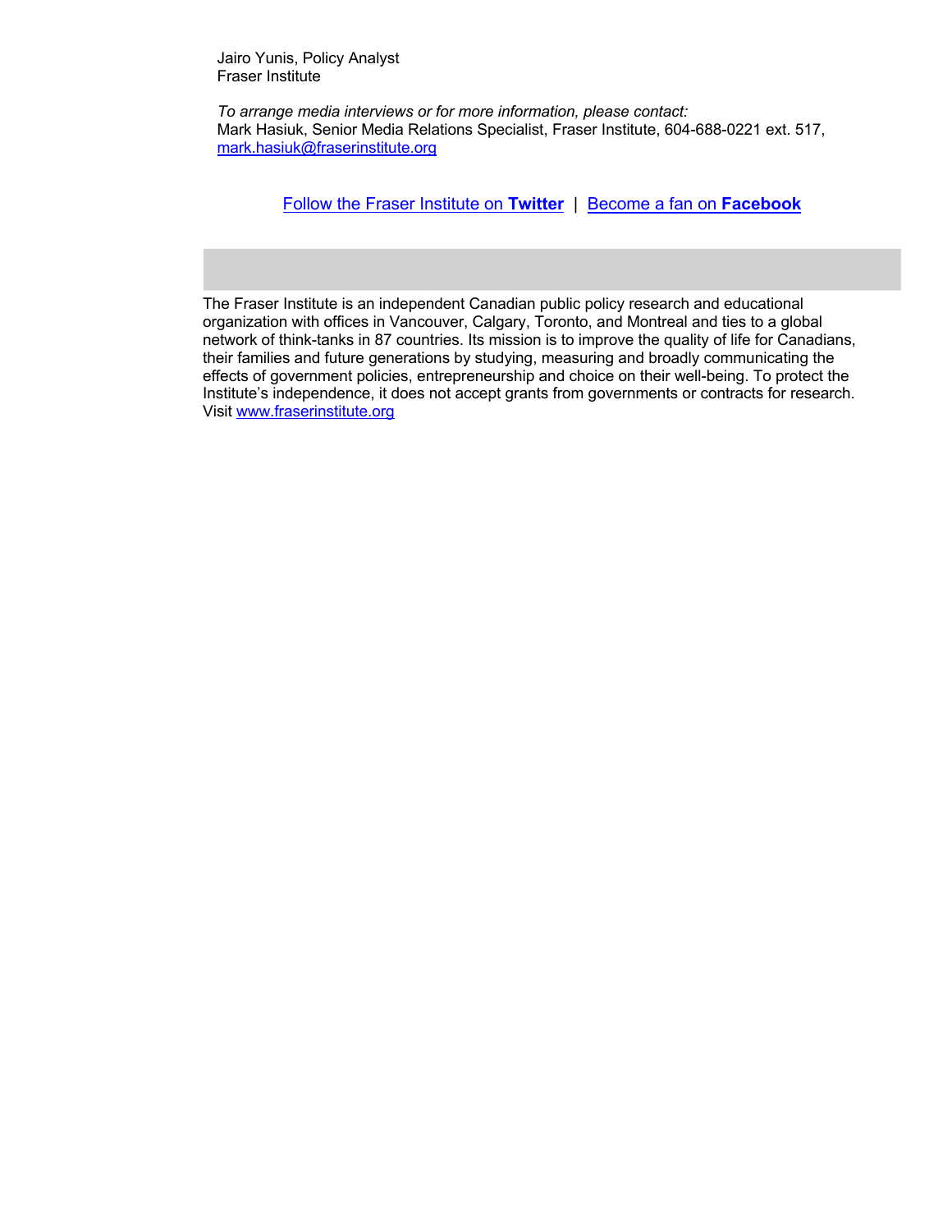Jairo Yunis, Policy Analyst
Fraser Institute

*To arrange media interviews or for more information, please contact:*
Mark Hasiuk, Senior Media Relations Specialist, Fraser Institute, 604-688-0221 ext. 517, mark.hasiuk@fraserinstitute.org

Follow the Fraser Institute on **Twitter** | Become a fan on **Facebook**

The Fraser Institute is an independent Canadian public policy research and educational organization with offices in Vancouver, Calgary, Toronto, and Montreal and ties to a global network of think-tanks in 87 countries. Its mission is to improve the quality of life for Canadians, their families and future generations by studying, measuring and broadly communicating the effects of government policies, entrepreneurship and choice on their well-being. To protect the Institute's independence, it does not accept grants from governments or contracts for research. Visit www.fraserinstitute.org